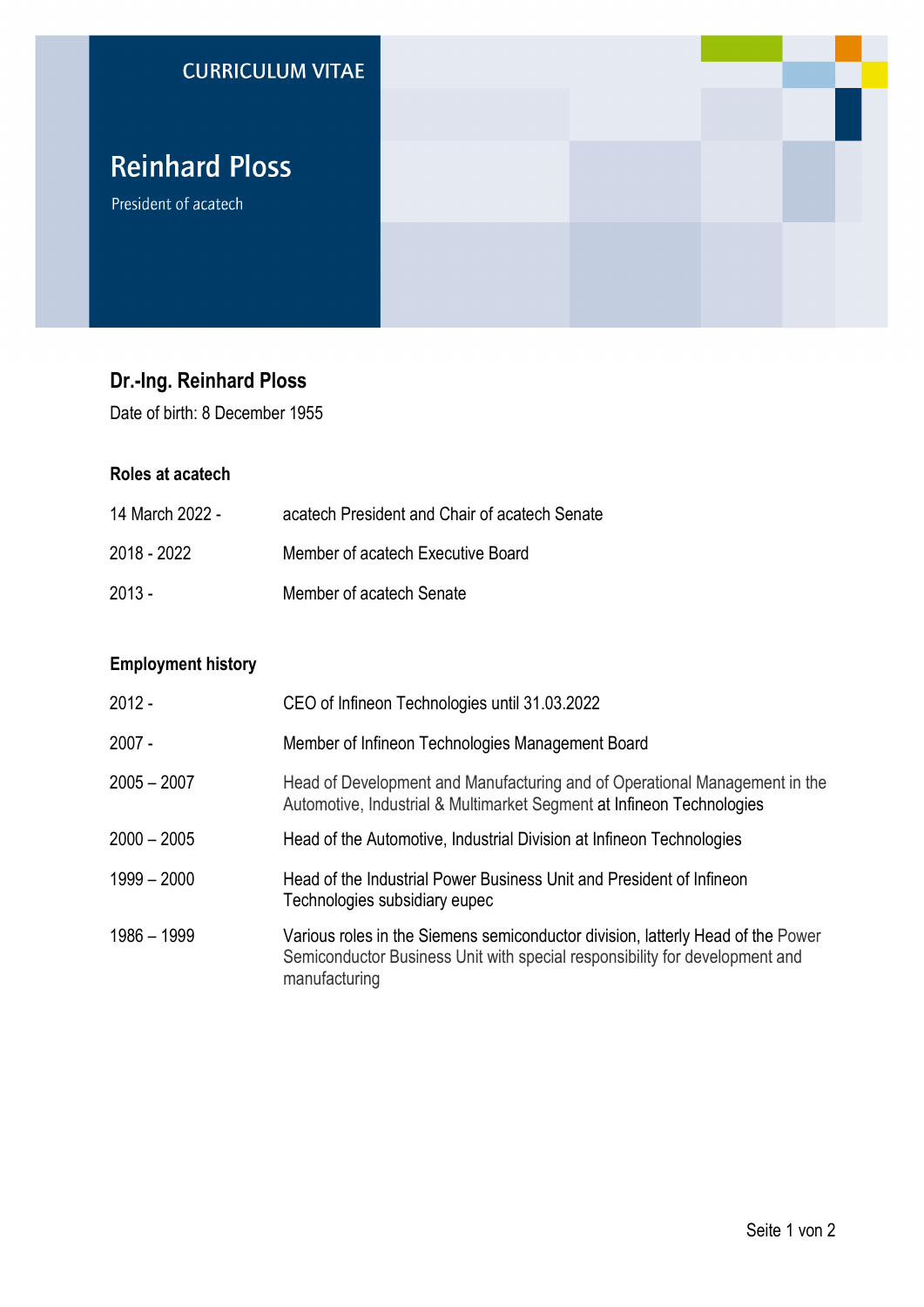CURRICULUM VITAE

# Reinhard Ploss

President of acatech

## Dr.-Ing. Reinhard Ploss

Date of birth: 8 December 1955

### Roles at acatech

| | |
|---|---|
| 14 March 2022 - | acatech President and Chair of acatech Senate |
| 2018 - 2022 | Member of acatech Executive Board |
| 2013 - | Member of acatech Senate |

### Employment history

| | |
|---|---|
| 2012 - | CEO of Infineon Technologies until 31.03.2022 |
| 2007 - | Member of Infineon Technologies Management Board |
| 2005 – 2007 | Head of Development and Manufacturing and of Operational Management in the Automotive, Industrial & Multimarket Segment at Infineon Technologies |
| 2000 – 2005 | Head of the Automotive, Industrial Division at Infineon Technologies |
| 1999 – 2000 | Head of the Industrial Power Business Unit and President of Infineon Technologies subsidiary eupec |
| 1986 – 1999 | Various roles in the Siemens semiconductor division, latterly Head of the Power Semiconductor Business Unit with special responsibility for development and manufacturing |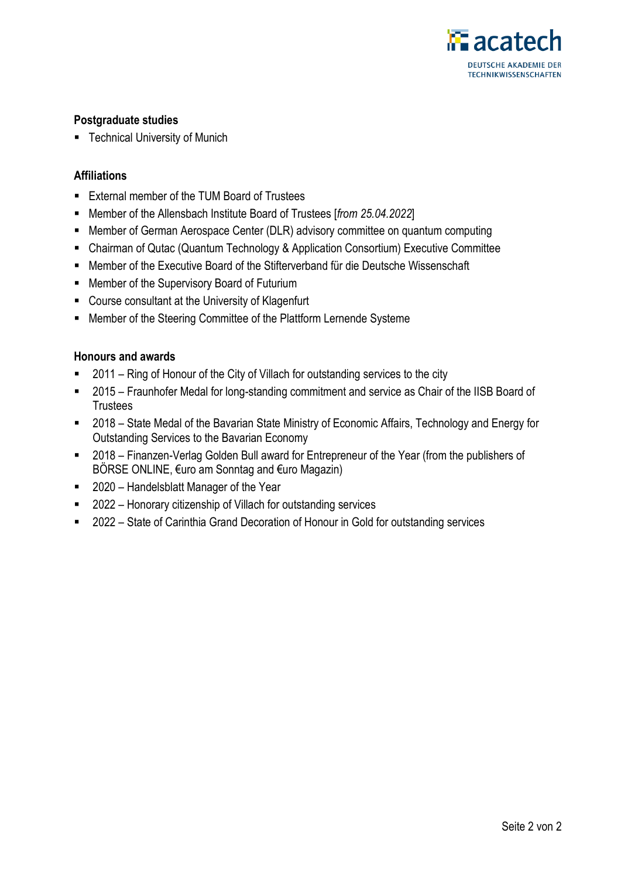**Postgraduate studies**

- Technical University of Munich

**Affiliations**

- External member of the TUM Board of Trustees
- Member of the Allensbach Institute Board of Trustees [*from 25.04.2022*]
- Member of German Aerospace Center (DLR) advisory committee on quantum computing
- Chairman of Qutac (Quantum Technology & Application Consortium) Executive Committee
- Member of the Executive Board of the Stifterverband für die Deutsche Wissenschaft
- Member of the Supervisory Board of Futurium
- Course consultant at the University of Klagenfurt
- Member of the Steering Committee of the Plattform Lernende Systeme

**Honours and awards**

- 2011 – Ring of Honour of the City of Villach for outstanding services to the city
- 2015 – Fraunhofer Medal for long-standing commitment and service as Chair of the IISB Board of Trustees
- 2018 – State Medal of the Bavarian State Ministry of Economic Affairs, Technology and Energy for Outstanding Services to the Bavarian Economy
- 2018 – Finanzen-Verlag Golden Bull award for Entrepreneur of the Year (from the publishers of BÖRSE ONLINE, €uro am Sonntag and €uro Magazin)
- 2020 – Handelsblatt Manager of the Year
- 2022 – Honorary citizenship of Villach for outstanding services
- 2022 – State of Carinthia Grand Decoration of Honour in Gold for outstanding services